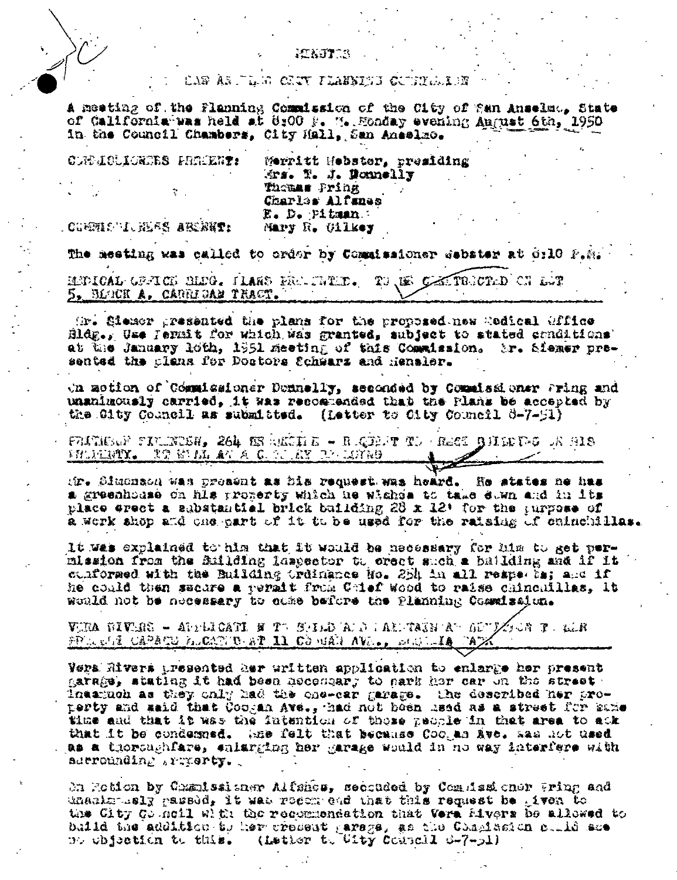# MINUTES

## SAN ANSELMO CITY PLANNING COMMISSION

A meeting of the Planning Commission of the City of San Anselmo, State of California was held at 8:00 P. M. Monday evening August 6th, 1950 in the Council Chambers, City Hall, San Anselmo.

COMMISSIONERS PRESENT: Merritt Webster, presiding
Mrs. T. J. Donnelly
Thomas Pring
Charles Alfsnes
E. D. Pitman

COMMISSIONERS ABSENT: Mary R. Gilkey

The meeting was called to order by Commissioner Webster at 8:10 P.M.

**MEDICAL OFFICE BLDG. PLANS PRESENTED. TO BE CONSTRUCTED ON LOT 5, BLOCK A, CARRIGAN TRACT.**

Mr. Siemer presented the plans for the proposed new Medical Office Bldg., Use Permit for which was granted, subject to stated conditions at the January 10th, 1951 meeting of this Commission. Mr. Siemer presented the plans for Doctors Schwarz and Hensler.

On motion of Commissioner Donnelly, seconded by Commissioner Pring and unanimously carried, it was recommended that the Plans be accepted by the City Council as submitted. (Letter to City Council 8-7-51)

**PRITHSON FITSINGER, 264 ... - REQUEST TO ERECT BUILDING ON HIS PROPERTY. ... A ... RAISING**

Mr. Simonson was present as his request was heard. He states he has a greenhouse on his property which he wishes to take down and in its place erect a substantial brick building 28 x 12' for the purpose of a work shop and one part of it to be used for the raising of chinchillas.

It was explained to him that it would be necessary for him to get permission from the Building Inspector to erect such a building and if it conformed with the Building Ordinance No. 254 in all respects; and if he could then secure a permit from Chief Wood to raise chinchillas, it would not be necessary to come before the Planning Commission.

**VERA RIVERS - APPLICATION TO BUILD AND MAINTAIN AN ADDITION TO HER PRESENT GARAGE LOCATED AT 11 COOGAN AVE., ... PARK**

Vera Rivers presented her written application to enlarge her present garage, stating it had been necessary to park her car on the street inasmuch as they only had the one-car garage. She described her property and said that Coogan Ave., had not been used as a street for some time and that it was the intention of those people in that area to ask that it be condemned. She felt that because Coogan Ave. was not used as a thoroughfare, enlarging her garage would in no way interfere with surrounding property.

On Motion by Commissioner Alfsnes, seconded by Commissioner Pring and unanimously passed, it was recommend that this request be given to the City Council with the recommendation that Vera Rivers be allowed to build the addition to her present garage, as the Commission could see no objection to this. (Letter to City Council 8-7-51)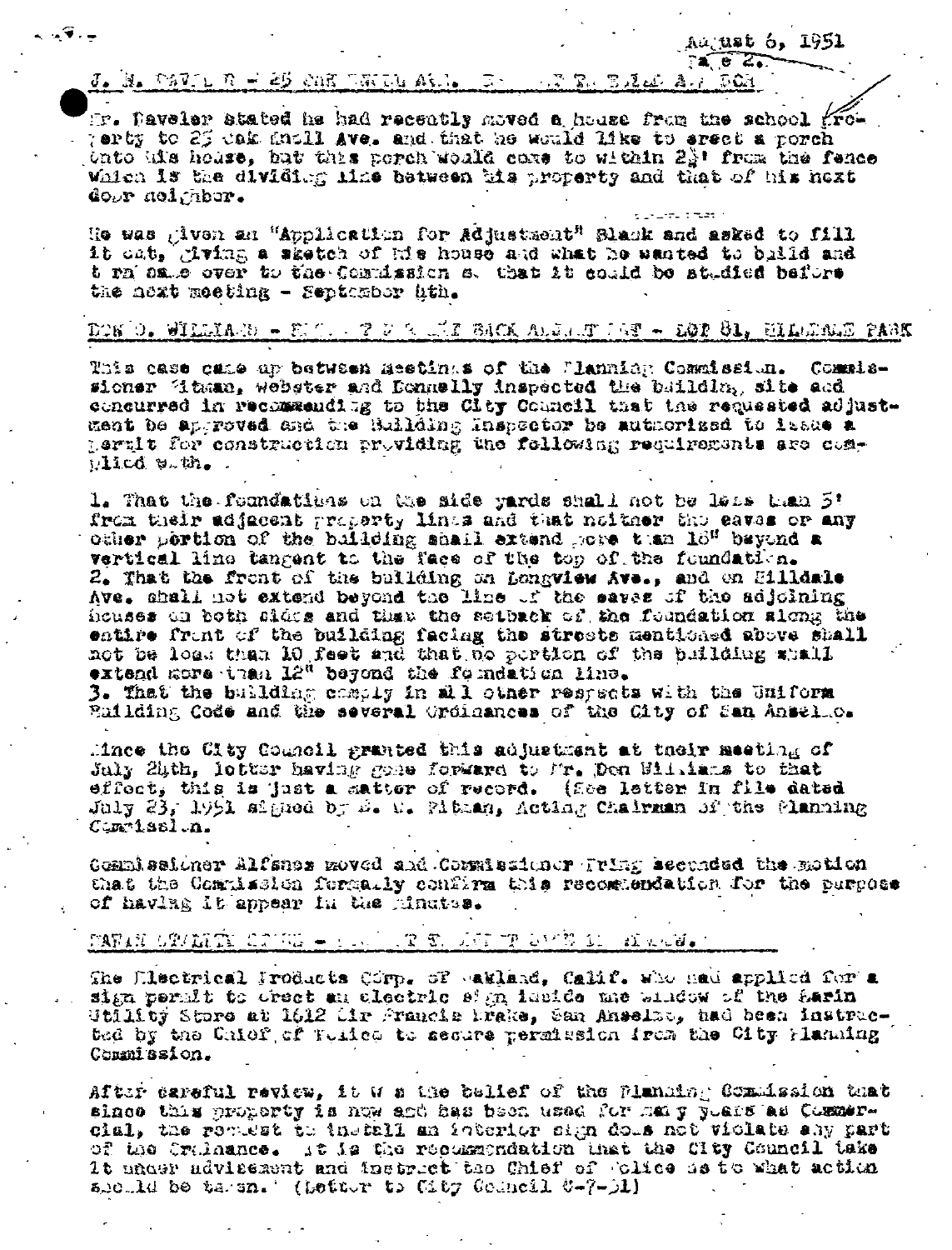August 6, 1951

## J. N. CAVELER - 25 OAK KNOLL AVE. - ... ... ... ... BCH

Mr. Caveler stated he had recently moved a house from the school property to 25 Oak Knoll Ave. and that he would like to erect a porch onto his house, but this porch would come to within 2½' from the fence which is the dividing line between his property and that of his next door neighbor.

He was given an "Application for Adjustment" Blank and asked to fill it out, giving a sketch of his house and what he wanted to build and turn same over to the Commission so that it could be studied before the next meeting - September 4th.

## DON D. WILLIAMS - ... ... BACK ADJUSTMENT - LOT 81, HILLDALE PARK

This case came up between meetings of the Planning Commission. Commissioner Pitman, Webster and Donnelly inspected the building site and concurred in recommending to the City Council that the requested adjustment be approved and the Building Inspector be authorized to issue a permit for construction providing the following requirements are complied with.

1. That the foundations on the side yards shall not be less than 5' from their adjacent property lines and that neither the eaves or any other portion of the building shall extend more than 18" beyond a vertical line tangent to the face of the top of the foundation.
2. That the front of the building on Longview Ave., and on Hilldale Ave. shall not extend beyond the line of the eaves of the adjoining houses on both sides and that the setback of the foundation along the entire front of the building facing the streets mentioned above shall not be less than 10 feet and that no portion of the building shall extend more than 12" beyond the foundation line.
3. That the building comply in all other respects with the Uniform Building Code and the several Ordinances of the City of San Anselmo.

Since the City Council granted this adjustment at their meeting of July 24th, letter having gone forward to Mr. Don Williams to that effect, this is just a matter of record. (See letter in file dated July 23, 1951 signed by E. W. Pitman, Acting Chairman of the Planning Commission.

Commissioner Alfsnes moved and Commissioner Fring seconded the motion that the Commission formally confirm this recommendation for the purpose of having it appear in the minutes.

## MARIN UTILITY STORE - ... ... ... ... ...

The Electrical Products Corp. of Oakland, Calif. who had applied for a sign permit to erect an electric sign inside the window of the Marin Utility Store at 1612 Sir Francis Drake, San Anselmo, had been instructed by the Chief of Police to secure permission from the City Planning Commission.

After careful review, it was the belief of the Planning Commission that since this property is now and has been used for many years as Commercial, the request to install an interior sign does not violate any part of the Ordinance. It is the recommendation that the City Council take it under advisement and instruct the Chief of Police as to what action should be taken. (Letter to City Council 8-7-51)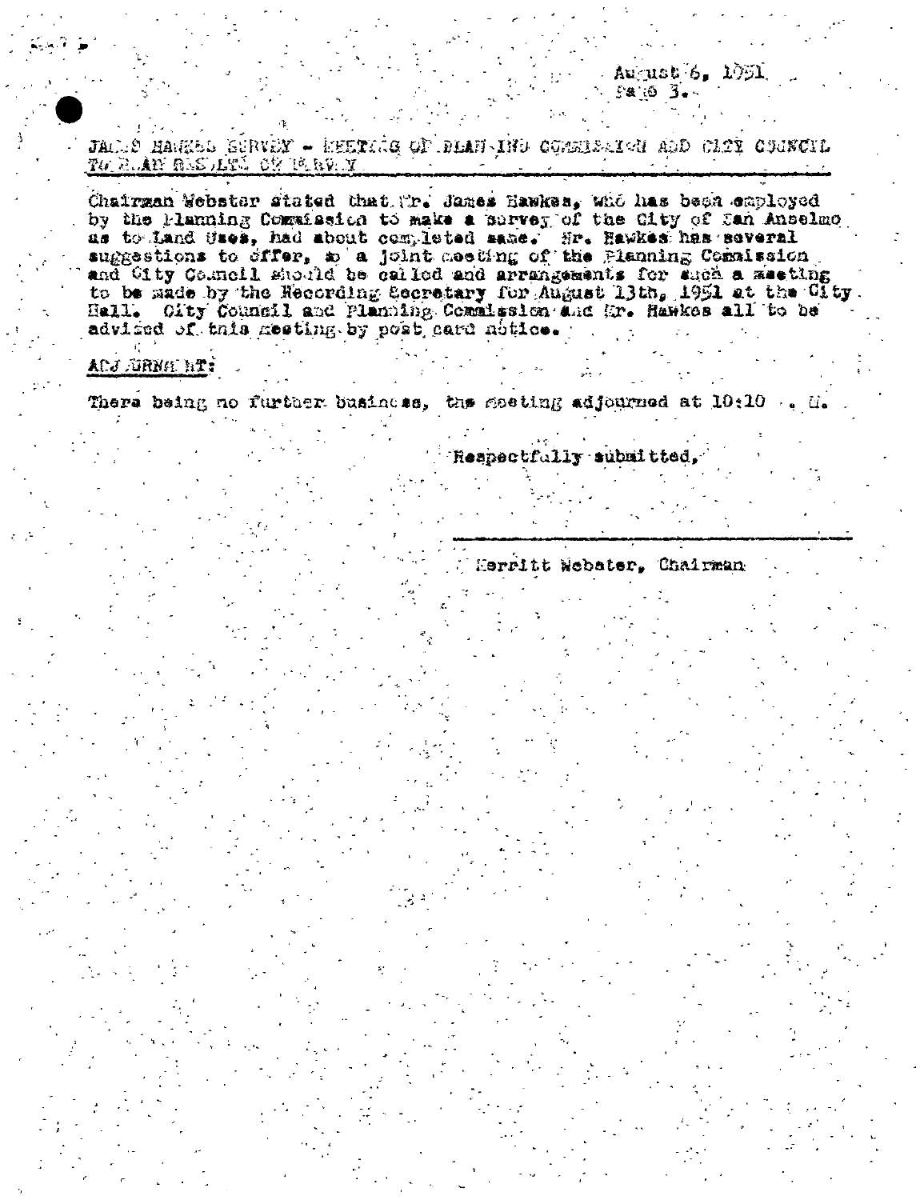August 6, 1951
Page 3.

**JAMES HAWKES SURVEY - MEETING OF PLANNING COMMISSION AND CITY COUNCIL TO HEAR RESULTS OF SURVEY**

Chairman Webster stated that Mr. James Hawkes, who has been employed by the Planning Commission to make a survey of the City of San Anselmo as to Land Uses, had about completed same. Mr. Hawkes has several suggestions to offer, so a joint meeting of the Planning Commission and City Council should be called and arrangements for such a meeting to be made by the Recording Secretary for August 13th, 1951 at the City Hall. City Council and Planning Commission and Mr. Hawkes all to be advised of this meeting by post card notice.

**ADJOURNMENT:**

There being no further business, the meeting adjourned at 10:10 . M.

Respectfully submitted,

______________________________

Merritt Webster, Chairman